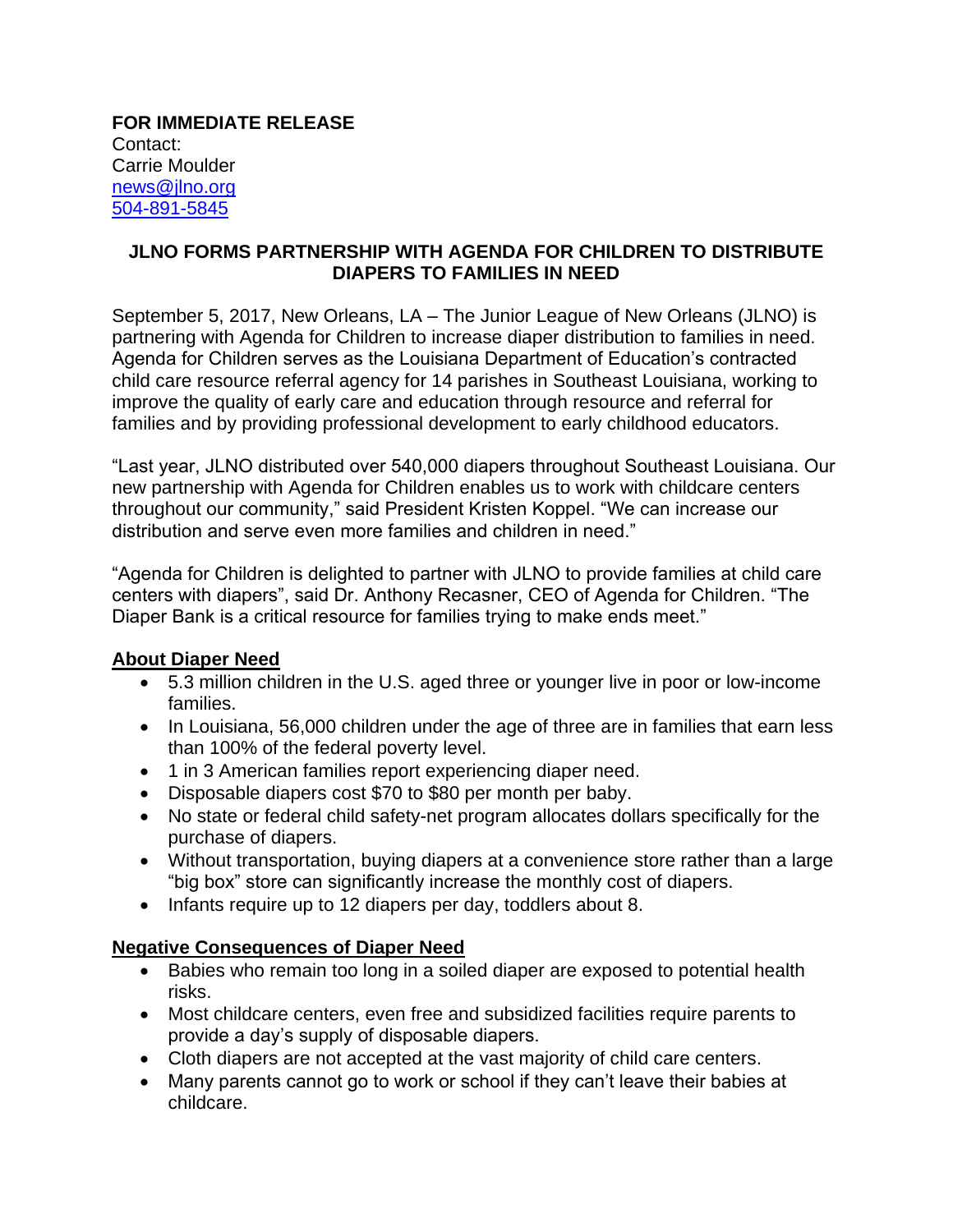**FOR IMMEDIATE RELEASE**
Contact:
Carrie Moulder
news@jlno.org
504-891-5845

## JLNO FORMS PARTNERSHIP WITH AGENDA FOR CHILDREN TO DISTRIBUTE DIAPERS TO FAMILIES IN NEED

September 5, 2017, New Orleans, LA – The Junior League of New Orleans (JLNO) is partnering with Agenda for Children to increase diaper distribution to families in need. Agenda for Children serves as the Louisiana Department of Education's contracted child care resource referral agency for 14 parishes in Southeast Louisiana, working to improve the quality of early care and education through resource and referral for families and by providing professional development to early childhood educators.

"Last year, JLNO distributed over 540,000 diapers throughout Southeast Louisiana. Our new partnership with Agenda for Children enables us to work with childcare centers throughout our community," said President Kristen Koppel. "We can increase our distribution and serve even more families and children in need."

"Agenda for Children is delighted to partner with JLNO to provide families at child care centers with diapers", said Dr. Anthony Recasner, CEO of Agenda for Children. "The Diaper Bank is a critical resource for families trying to make ends meet."

**About Diaper Need**

- 5.3 million children in the U.S. aged three or younger live in poor or low-income families.
- In Louisiana, 56,000 children under the age of three are in families that earn less than 100% of the federal poverty level.
- 1 in 3 American families report experiencing diaper need.
- Disposable diapers cost $70 to $80 per month per baby.
- No state or federal child safety-net program allocates dollars specifically for the purchase of diapers.
- Without transportation, buying diapers at a convenience store rather than a large "big box" store can significantly increase the monthly cost of diapers.
- Infants require up to 12 diapers per day, toddlers about 8.

**Negative Consequences of Diaper Need**

- Babies who remain too long in a soiled diaper are exposed to potential health risks.
- Most childcare centers, even free and subsidized facilities require parents to provide a day's supply of disposable diapers.
- Cloth diapers are not accepted at the vast majority of child care centers.
- Many parents cannot go to work or school if they can't leave their babies at childcare.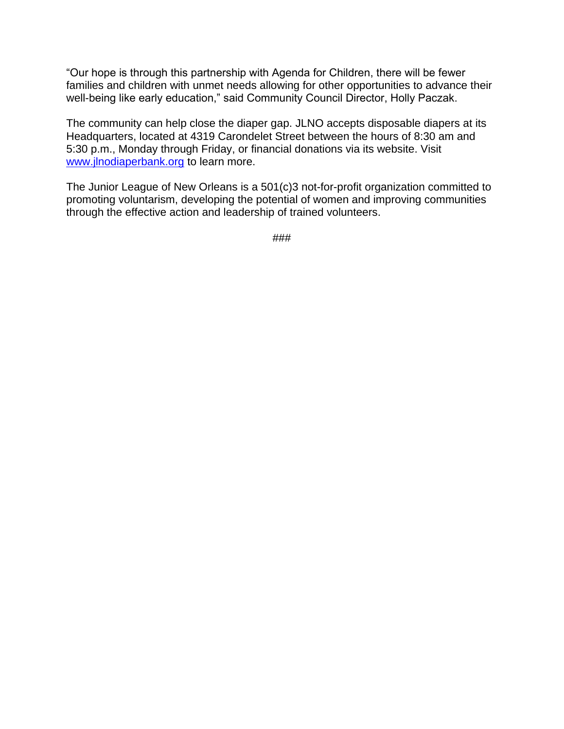"Our hope is through this partnership with Agenda for Children, there will be fewer families and children with unmet needs allowing for other opportunities to advance their well-being like early education," said Community Council Director, Holly Paczak.

The community can help close the diaper gap. JLNO accepts disposable diapers at its Headquarters, located at 4319 Carondelet Street between the hours of 8:30 am and 5:30 p.m., Monday through Friday, or financial donations via its website. Visit [www.jlnodiaperbank.org](http://www.jlnodiaperbank.org) to learn more.

The Junior League of New Orleans is a 501(c)3 not-for-profit organization committed to promoting voluntarism, developing the potential of women and improving communities through the effective action and leadership of trained volunteers.

###